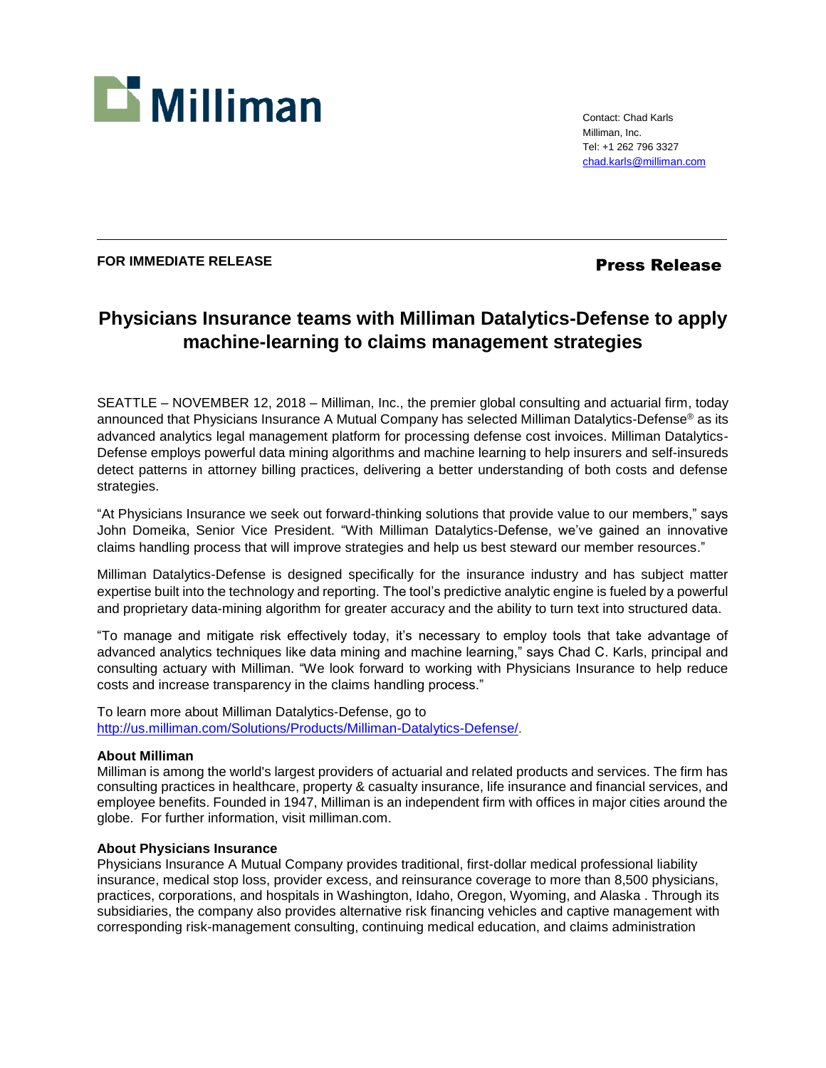Milliman

Contact: Chad Karls
Milliman, Inc.
Tel: +1 262 796 3327
chad.karls@milliman.com

---

**FOR IMMEDIATE RELEASE**

**Press Release**

# Physicians Insurance teams with Milliman Datalytics-Defense to apply machine-learning to claims management strategies

SEATTLE – NOVEMBER 12, 2018 – Milliman, Inc., the premier global consulting and actuarial firm, today announced that Physicians Insurance A Mutual Company has selected Milliman Datalytics-Defense® as its advanced analytics legal management platform for processing defense cost invoices. Milliman Datalytics-Defense employs powerful data mining algorithms and machine learning to help insurers and self-insureds detect patterns in attorney billing practices, delivering a better understanding of both costs and defense strategies.

"At Physicians Insurance we seek out forward-thinking solutions that provide value to our members," says John Domeika, Senior Vice President. "With Milliman Datalytics-Defense, we've gained an innovative claims handling process that will improve strategies and help us best steward our member resources."

Milliman Datalytics-Defense is designed specifically for the insurance industry and has subject matter expertise built into the technology and reporting. The tool's predictive analytic engine is fueled by a powerful and proprietary data-mining algorithm for greater accuracy and the ability to turn text into structured data.

"To manage and mitigate risk effectively today, it's necessary to employ tools that take advantage of advanced analytics techniques like data mining and machine learning," says Chad C. Karls, principal and consulting actuary with Milliman. "We look forward to working with Physicians Insurance to help reduce costs and increase transparency in the claims handling process."

To learn more about Milliman Datalytics-Defense, go to http://us.milliman.com/Solutions/Products/Milliman-Datalytics-Defense/.

**About Milliman**
Milliman is among the world's largest providers of actuarial and related products and services. The firm has consulting practices in healthcare, property & casualty insurance, life insurance and financial services, and employee benefits. Founded in 1947, Milliman is an independent firm with offices in major cities around the globe. For further information, visit milliman.com.

**About Physicians Insurance**
Physicians Insurance A Mutual Company provides traditional, first-dollar medical professional liability insurance, medical stop loss, provider excess, and reinsurance coverage to more than 8,500 physicians, practices, corporations, and hospitals in Washington, Idaho, Oregon, Wyoming, and Alaska . Through its subsidiaries, the company also provides alternative risk financing vehicles and captive management with corresponding risk-management consulting, continuing medical education, and claims administration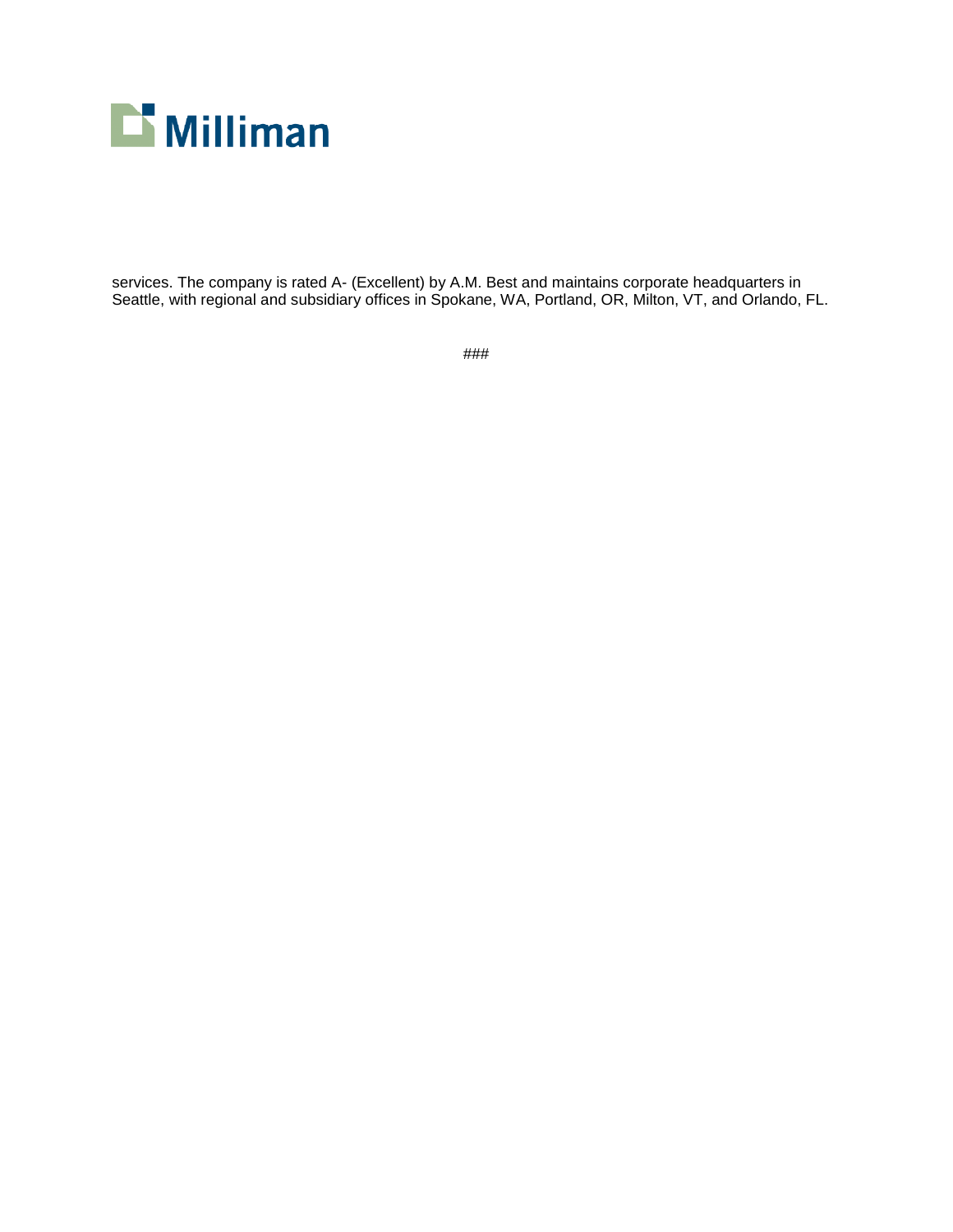services. The company is rated A- (Excellent) by A.M. Best and maintains corporate headquarters in Seattle, with regional and subsidiary offices in Spokane, WA, Portland, OR, Milton, VT, and Orlando, FL.

###